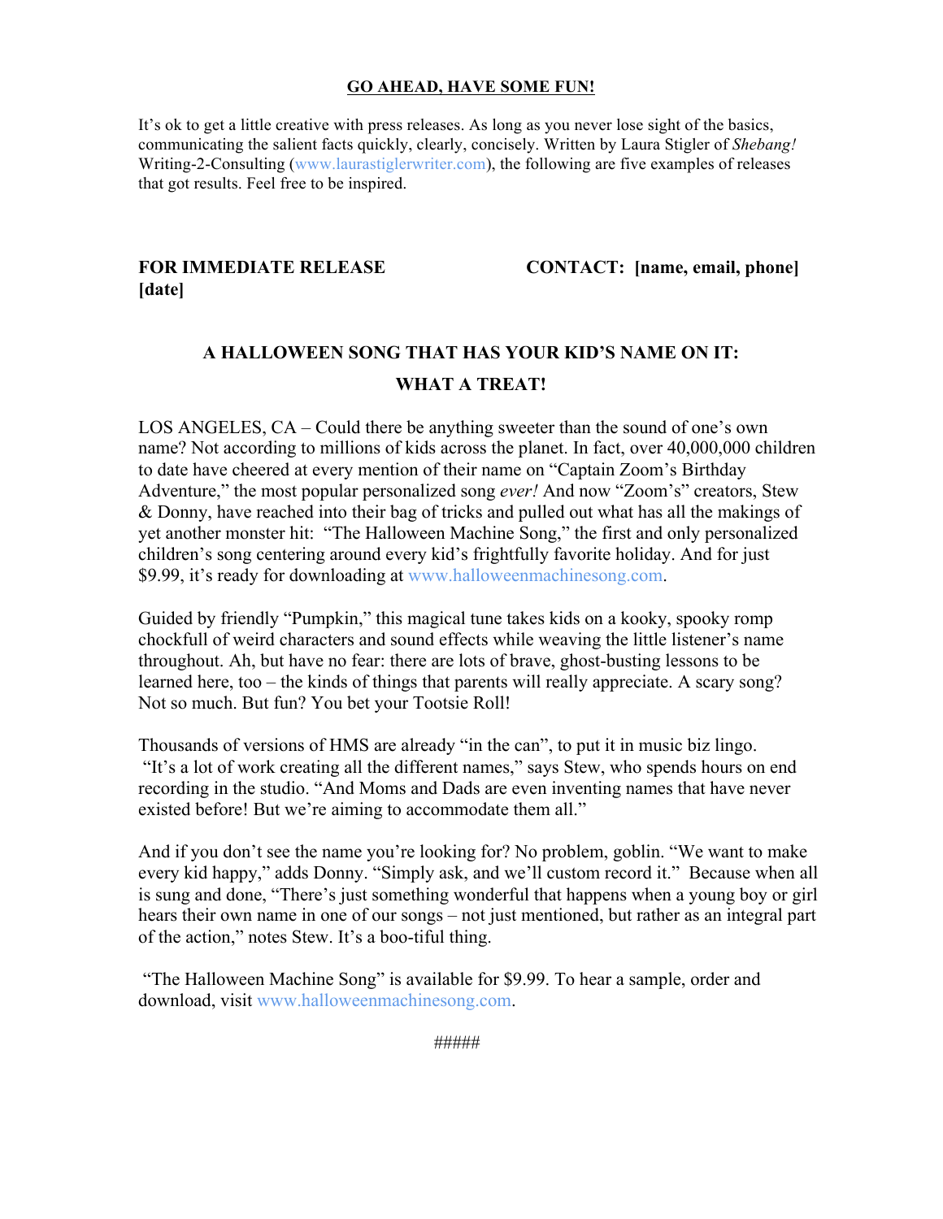## GO AHEAD, HAVE SOME FUN!

It's ok to get a little creative with press releases. As long as you never lose sight of the basics, communicating the salient facts quickly, clearly, concisely. Written by Laura Stigler of *Shebang!* Writing-2-Consulting (www.laurastiglerwriter.com), the following are five examples of releases that got results. Feel free to be inspired.

**FOR IMMEDIATE RELEASE** **CONTACT: [name, email, phone]**
**[date]**

### A HALLOWEEN SONG THAT HAS YOUR KID'S NAME ON IT:
### WHAT A TREAT!

LOS ANGELES, CA – Could there be anything sweeter than the sound of one's own name? Not according to millions of kids across the planet. In fact, over 40,000,000 children to date have cheered at every mention of their name on "Captain Zoom's Birthday Adventure," the most popular personalized song *ever!* And now "Zoom's" creators, Stew & Donny, have reached into their bag of tricks and pulled out what has all the makings of yet another monster hit: "The Halloween Machine Song," the first and only personalized children's song centering around every kid's frightfully favorite holiday. And for just $9.99, it's ready for downloading at www.halloweenmachinesong.com.

Guided by friendly "Pumpkin," this magical tune takes kids on a kooky, spooky romp chockfull of weird characters and sound effects while weaving the little listener's name throughout. Ah, but have no fear: there are lots of brave, ghost-busting lessons to be learned here, too – the kinds of things that parents will really appreciate. A scary song? Not so much. But fun? You bet your Tootsie Roll!

Thousands of versions of HMS are already "in the can", to put it in music biz lingo. "It's a lot of work creating all the different names," says Stew, who spends hours on end recording in the studio. "And Moms and Dads are even inventing names that have never existed before! But we're aiming to accommodate them all."

And if you don't see the name you're looking for? No problem, goblin. "We want to make every kid happy," adds Donny. "Simply ask, and we'll custom record it." Because when all is sung and done, "There's just something wonderful that happens when a young boy or girl hears their own name in one of our songs – not just mentioned, but rather as an integral part of the action," notes Stew. It's a boo-tiful thing.

"The Halloween Machine Song" is available for $9.99. To hear a sample, order and download, visit www.halloweenmachinesong.com.

#####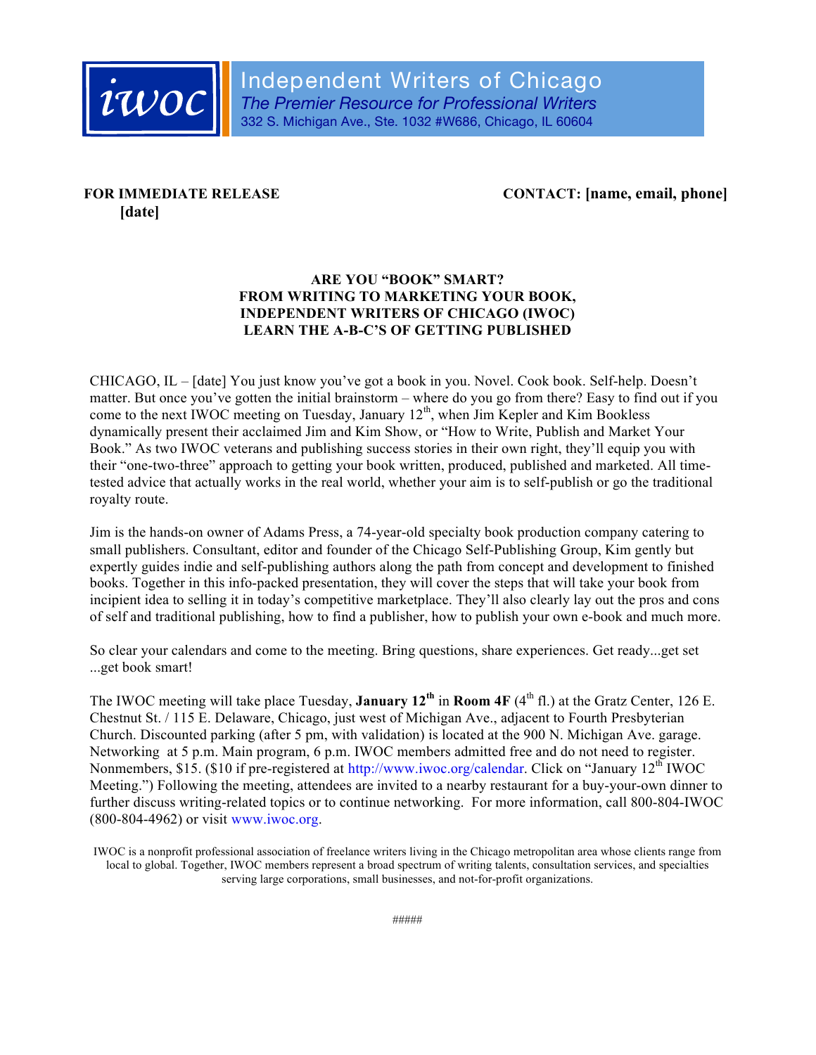**Independent Writers of Chicago**
*The Premier Resource for Professional Writers*
332 S. Michigan Ave., Ste. 1032 #W686, Chicago, IL 60604

**FOR IMMEDIATE RELEASE**
**[date]**

**CONTACT: [name, email, phone]**

**ARE YOU "BOOK" SMART?**
**FROM WRITING TO MARKETING YOUR BOOK,**
**INDEPENDENT WRITERS OF CHICAGO (IWOC)**
**LEARN THE A-B-C'S OF GETTING PUBLISHED**

CHICAGO, IL – [date] You just know you've got a book in you. Novel. Cook book. Self-help. Doesn't matter. But once you've gotten the initial brainstorm – where do you go from there? Easy to find out if you come to the next IWOC meeting on Tuesday, January 12th, when Jim Kepler and Kim Bookless dynamically present their acclaimed Jim and Kim Show, or "How to Write, Publish and Market Your Book." As two IWOC veterans and publishing success stories in their own right, they'll equip you with their "one-two-three" approach to getting your book written, produced, published and marketed. All time-tested advice that actually works in the real world, whether your aim is to self-publish or go the traditional royalty route.

Jim is the hands-on owner of Adams Press, a 74-year-old specialty book production company catering to small publishers. Consultant, editor and founder of the Chicago Self-Publishing Group, Kim gently but expertly guides indie and self-publishing authors along the path from concept and development to finished books. Together in this info-packed presentation, they will cover the steps that will take your book from incipient idea to selling it in today's competitive marketplace. They'll also clearly lay out the pros and cons of self and traditional publishing, how to find a publisher, how to publish your own e-book and much more.

So clear your calendars and come to the meeting. Bring questions, share experiences. Get ready...get set ...get book smart!

The IWOC meeting will take place Tuesday, **January 12th** in **Room 4F** (4th fl.) at the Gratz Center, 126 E. Chestnut St. / 115 E. Delaware, Chicago, just west of Michigan Ave., adjacent to Fourth Presbyterian Church. Discounted parking (after 5 pm, with validation) is located at the 900 N. Michigan Ave. garage. Networking at 5 p.m. Main program, 6 p.m. IWOC members admitted free and do not need to register. Nonmembers, $15. ($10 if pre-registered at http://www.iwoc.org/calendar. Click on "January 12th IWOC Meeting.") Following the meeting, attendees are invited to a nearby restaurant for a buy-your-own dinner to further discuss writing-related topics or to continue networking. For more information, call 800-804-IWOC (800-804-4962) or visit www.iwoc.org.

IWOC is a nonprofit professional association of freelance writers living in the Chicago metropolitan area whose clients range from local to global. Together, IWOC members represent a broad spectrum of writing talents, consultation services, and specialties serving large corporations, small businesses, and not-for-profit organizations.

#####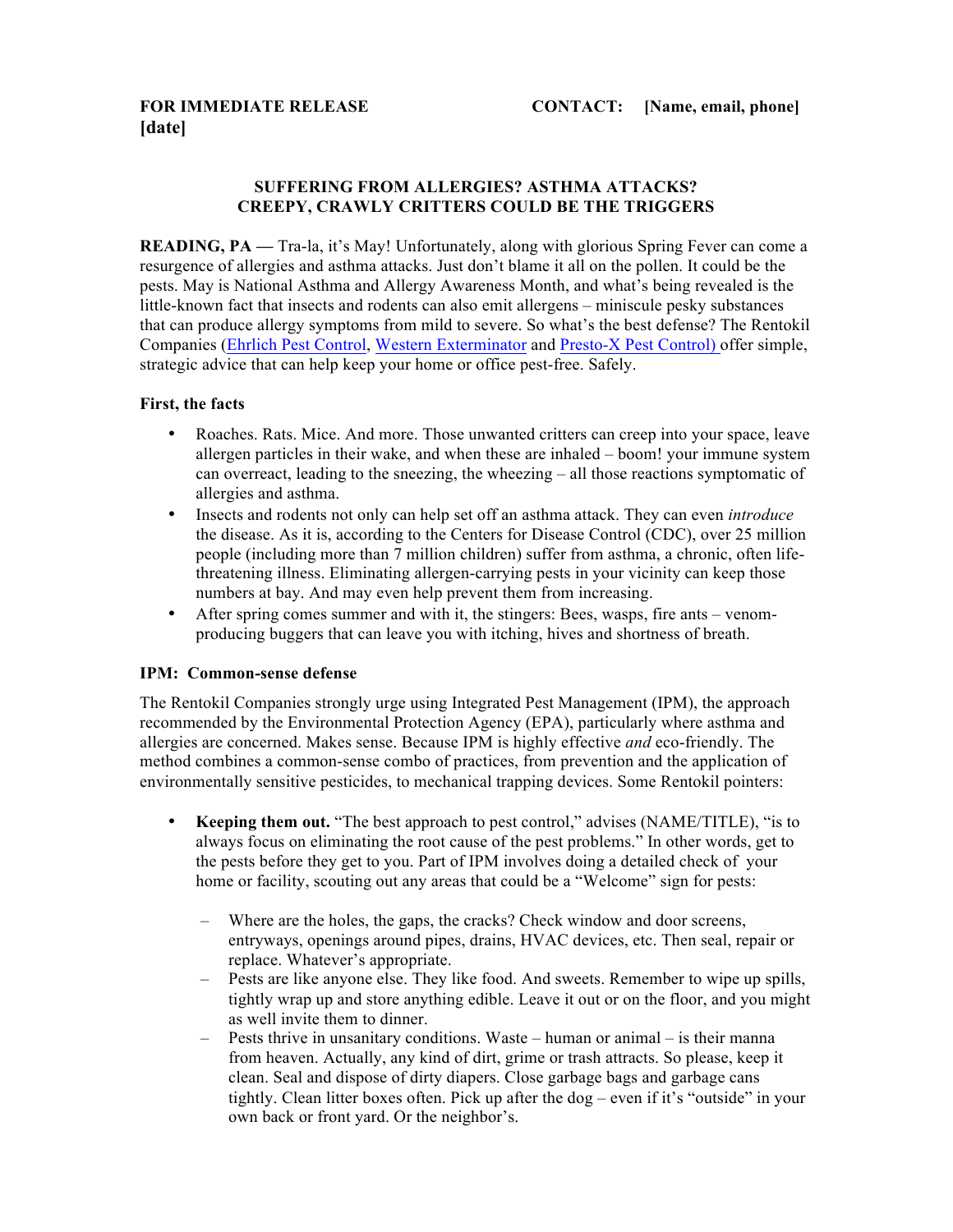**FOR IMMEDIATE RELEASE** **CONTACT: [Name, email, phone]**
**[date]**

**SUFFERING FROM ALLERGIES? ASTHMA ATTACKS?**
**CREEPY, CRAWLY CRITTERS COULD BE THE TRIGGERS**

**READING, PA —** Tra-la, it's May! Unfortunately, along with glorious Spring Fever can come a resurgence of allergies and asthma attacks. Just don't blame it all on the pollen. It could be the pests. May is National Asthma and Allergy Awareness Month, and what's being revealed is the little-known fact that insects and rodents can also emit allergens – miniscule pesky substances that can produce allergy symptoms from mild to severe. So what's the best defense? The Rentokil Companies (Ehrlich Pest Control, Western Exterminator and Presto-X Pest Control) offer simple, strategic advice that can help keep your home or office pest-free. Safely.

**First, the facts**

- Roaches. Rats. Mice. And more. Those unwanted critters can creep into your space, leave allergen particles in their wake, and when these are inhaled – boom! your immune system can overreact, leading to the sneezing, the wheezing – all those reactions symptomatic of allergies and asthma.
- Insects and rodents not only can help set off an asthma attack. They can even *introduce* the disease. As it is, according to the Centers for Disease Control (CDC), over 25 million people (including more than 7 million children) suffer from asthma, a chronic, often life-threatening illness. Eliminating allergen-carrying pests in your vicinity can keep those numbers at bay. And may even help prevent them from increasing.
- After spring comes summer and with it, the stingers: Bees, wasps, fire ants – venom-producing buggers that can leave you with itching, hives and shortness of breath.

**IPM: Common-sense defense**

The Rentokil Companies strongly urge using Integrated Pest Management (IPM), the approach recommended by the Environmental Protection Agency (EPA), particularly where asthma and allergies are concerned. Makes sense. Because IPM is highly effective *and* eco-friendly. The method combines a common-sense combo of practices, from prevention and the application of environmentally sensitive pesticides, to mechanical trapping devices. Some Rentokil pointers:

- **Keeping them out.** "The best approach to pest control," advises (NAME/TITLE), "is to always focus on eliminating the root cause of the pest problems." In other words, get to the pests before they get to you. Part of IPM involves doing a detailed check of your home or facility, scouting out any areas that could be a "Welcome" sign for pests:
  - Where are the holes, the gaps, the cracks? Check window and door screens, entryways, openings around pipes, drains, HVAC devices, etc. Then seal, repair or replace. Whatever's appropriate.
  - Pests are like anyone else. They like food. And sweets. Remember to wipe up spills, tightly wrap up and store anything edible. Leave it out or on the floor, and you might as well invite them to dinner.
  - Pests thrive in unsanitary conditions. Waste – human or animal – is their manna from heaven. Actually, any kind of dirt, grime or trash attracts. So please, keep it clean. Seal and dispose of dirty diapers. Close garbage bags and garbage cans tightly. Clean litter boxes often. Pick up after the dog – even if it's "outside" in your own back or front yard. Or the neighbor's.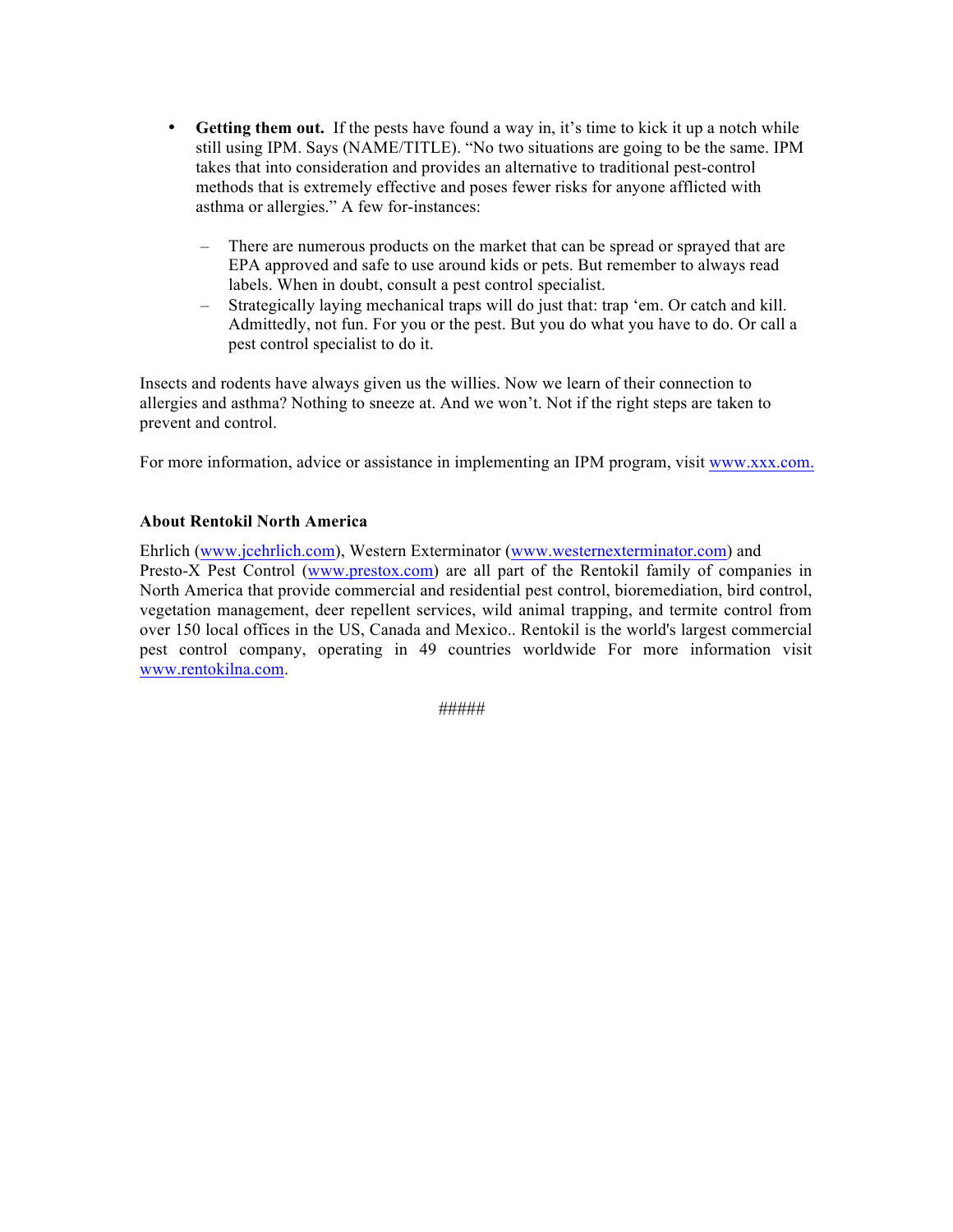- **Getting them out.** If the pests have found a way in, it's time to kick it up a notch while still using IPM. Says (NAME/TITLE). "No two situations are going to be the same. IPM takes that into consideration and provides an alternative to traditional pest-control methods that is extremely effective and poses fewer risks for anyone afflicted with asthma or allergies." A few for-instances:

  - There are numerous products on the market that can be spread or sprayed that are EPA approved and safe to use around kids or pets. But remember to always read labels. When in doubt, consult a pest control specialist.
  - Strategically laying mechanical traps will do just that: trap 'em. Or catch and kill. Admittedly, not fun. For you or the pest. But you do what you have to do. Or call a pest control specialist to do it.

Insects and rodents have always given us the willies. Now we learn of their connection to allergies and asthma? Nothing to sneeze at. And we won't. Not if the right steps are taken to prevent and control.

For more information, advice or assistance in implementing an IPM program, visit www.xxx.com.

**About Rentokil North America**

Ehrlich (www.jcehrlich.com), Western Exterminator (www.westernexterminator.com) and Presto-X Pest Control (www.prestox.com) are all part of the Rentokil family of companies in North America that provide commercial and residential pest control, bioremediation, bird control, vegetation management, deer repellent services, wild animal trapping, and termite control from over 150 local offices in the US, Canada and Mexico.. Rentokil is the world's largest commercial pest control company, operating in 49 countries worldwide For more information visit www.rentokilna.com.

#####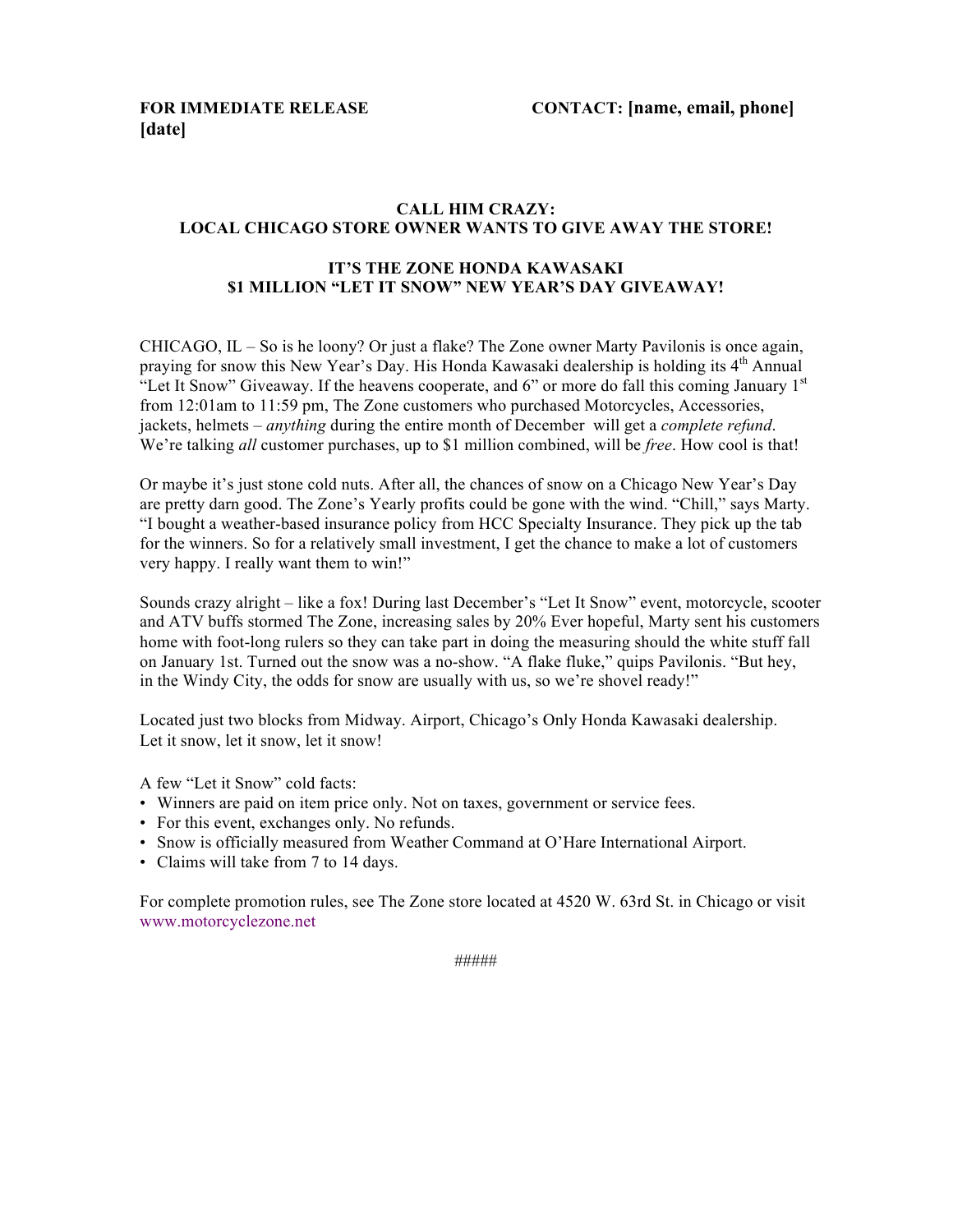**FOR IMMEDIATE RELEASE** **CONTACT: [name, email, phone]**
**[date]**

**CALL HIM CRAZY:**
**LOCAL CHICAGO STORE OWNER WANTS TO GIVE AWAY THE STORE!**

**IT'S THE ZONE HONDA KAWASAKI**
**$1 MILLION "LET IT SNOW" NEW YEAR'S DAY GIVEAWAY!**

CHICAGO, IL – So is he loony? Or just a flake? The Zone owner Marty Pavilonis is once again, praying for snow this New Year's Day. His Honda Kawasaki dealership is holding its 4th Annual "Let It Snow" Giveaway. If the heavens cooperate, and 6" or more do fall this coming January 1st from 12:01am to 11:59 pm, The Zone customers who purchased Motorcycles, Accessories, jackets, helmets – *anything* during the entire month of December will get a *complete refund*. We're talking *all* customer purchases, up to $1 million combined, will be *free*. How cool is that!

Or maybe it's just stone cold nuts. After all, the chances of snow on a Chicago New Year's Day are pretty darn good. The Zone's Yearly profits could be gone with the wind. "Chill," says Marty. "I bought a weather-based insurance policy from HCC Specialty Insurance. They pick up the tab for the winners. So for a relatively small investment, I get the chance to make a lot of customers very happy. I really want them to win!"

Sounds crazy alright – like a fox! During last December's "Let It Snow" event, motorcycle, scooter and ATV buffs stormed The Zone, increasing sales by 20% Ever hopeful, Marty sent his customers home with foot-long rulers so they can take part in doing the measuring should the white stuff fall on January 1st. Turned out the snow was a no-show. "A flake fluke," quips Pavilonis. "But hey, in the Windy City, the odds for snow are usually with us, so we're shovel ready!"

Located just two blocks from Midway. Airport, Chicago's Only Honda Kawasaki dealership.
Let it snow, let it snow, let it snow!

A few "Let it Snow" cold facts:

- Winners are paid on item price only. Not on taxes, government or service fees.
- For this event, exchanges only. No refunds.
- Snow is officially measured from Weather Command at O'Hare International Airport.
- Claims will take from 7 to 14 days.

For complete promotion rules, see The Zone store located at 4520 W. 63rd St. in Chicago or visit www.motorcyclezone.net

#####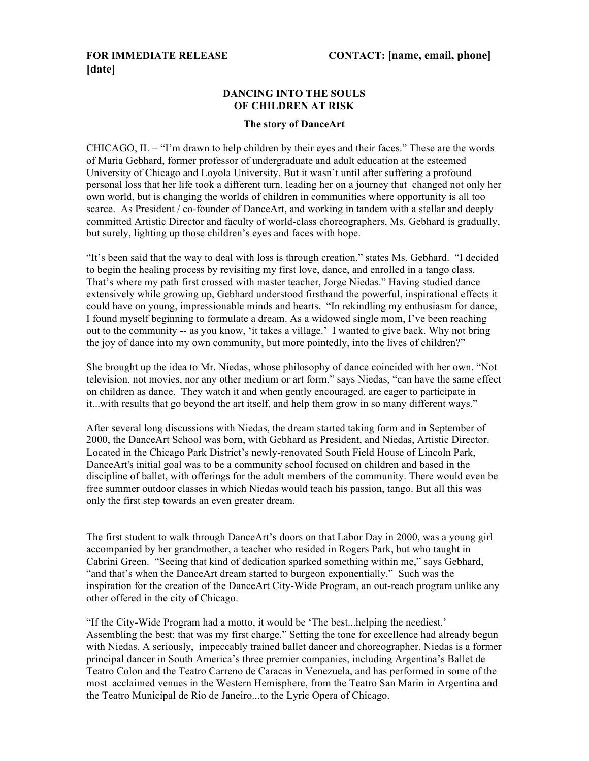**FOR IMMEDIATE RELEASE** **CONTACT: [name, email, phone]**
**[date]**

**DANCING INTO THE SOULS OF CHILDREN AT RISK**

**The story of DanceArt**

CHICAGO, IL – "I'm drawn to help children by their eyes and their faces." These are the words of Maria Gebhard, former professor of undergraduate and adult education at the esteemed University of Chicago and Loyola University. But it wasn't until after suffering a profound personal loss that her life took a different turn, leading her on a journey that changed not only her own world, but is changing the worlds of children in communities where opportunity is all too scarce. As President / co-founder of DanceArt, and working in tandem with a stellar and deeply committed Artistic Director and faculty of world-class choreographers, Ms. Gebhard is gradually, but surely, lighting up those children's eyes and faces with hope.

"It's been said that the way to deal with loss is through creation," states Ms. Gebhard. "I decided to begin the healing process by revisiting my first love, dance, and enrolled in a tango class. That's where my path first crossed with master teacher, Jorge Niedas." Having studied dance extensively while growing up, Gebhard understood firsthand the powerful, inspirational effects it could have on young, impressionable minds and hearts. "In rekindling my enthusiasm for dance, I found myself beginning to formulate a dream. As a widowed single mom, I've been reaching out to the community -- as you know, 'it takes a village.' I wanted to give back. Why not bring the joy of dance into my own community, but more pointedly, into the lives of children?"

She brought up the idea to Mr. Niedas, whose philosophy of dance coincided with her own. "Not television, not movies, nor any other medium or art form," says Niedas, "can have the same effect on children as dance. They watch it and when gently encouraged, are eager to participate in it...with results that go beyond the art itself, and help them grow in so many different ways."

After several long discussions with Niedas, the dream started taking form and in September of 2000, the DanceArt School was born, with Gebhard as President, and Niedas, Artistic Director. Located in the Chicago Park District's newly-renovated South Field House of Lincoln Park, DanceArt's initial goal was to be a community school focused on children and based in the discipline of ballet, with offerings for the adult members of the community. There would even be free summer outdoor classes in which Niedas would teach his passion, tango. But all this was only the first step towards an even greater dream.

The first student to walk through DanceArt's doors on that Labor Day in 2000, was a young girl accompanied by her grandmother, a teacher who resided in Rogers Park, but who taught in Cabrini Green. "Seeing that kind of dedication sparked something within me," says Gebhard, "and that's when the DanceArt dream started to burgeon exponentially." Such was the inspiration for the creation of the DanceArt City-Wide Program, an out-reach program unlike any other offered in the city of Chicago.

"If the City-Wide Program had a motto, it would be 'The best...helping the neediest.' Assembling the best: that was my first charge." Setting the tone for excellence had already begun with Niedas. A seriously, impeccably trained ballet dancer and choreographer, Niedas is a former principal dancer in South America's three premier companies, including Argentina's Ballet de Teatro Colon and the Teatro Carreno de Caracas in Venezuela, and has performed in some of the most acclaimed venues in the Western Hemisphere, from the Teatro San Marin in Argentina and the Teatro Municipal de Rio de Janeiro...to the Lyric Opera of Chicago.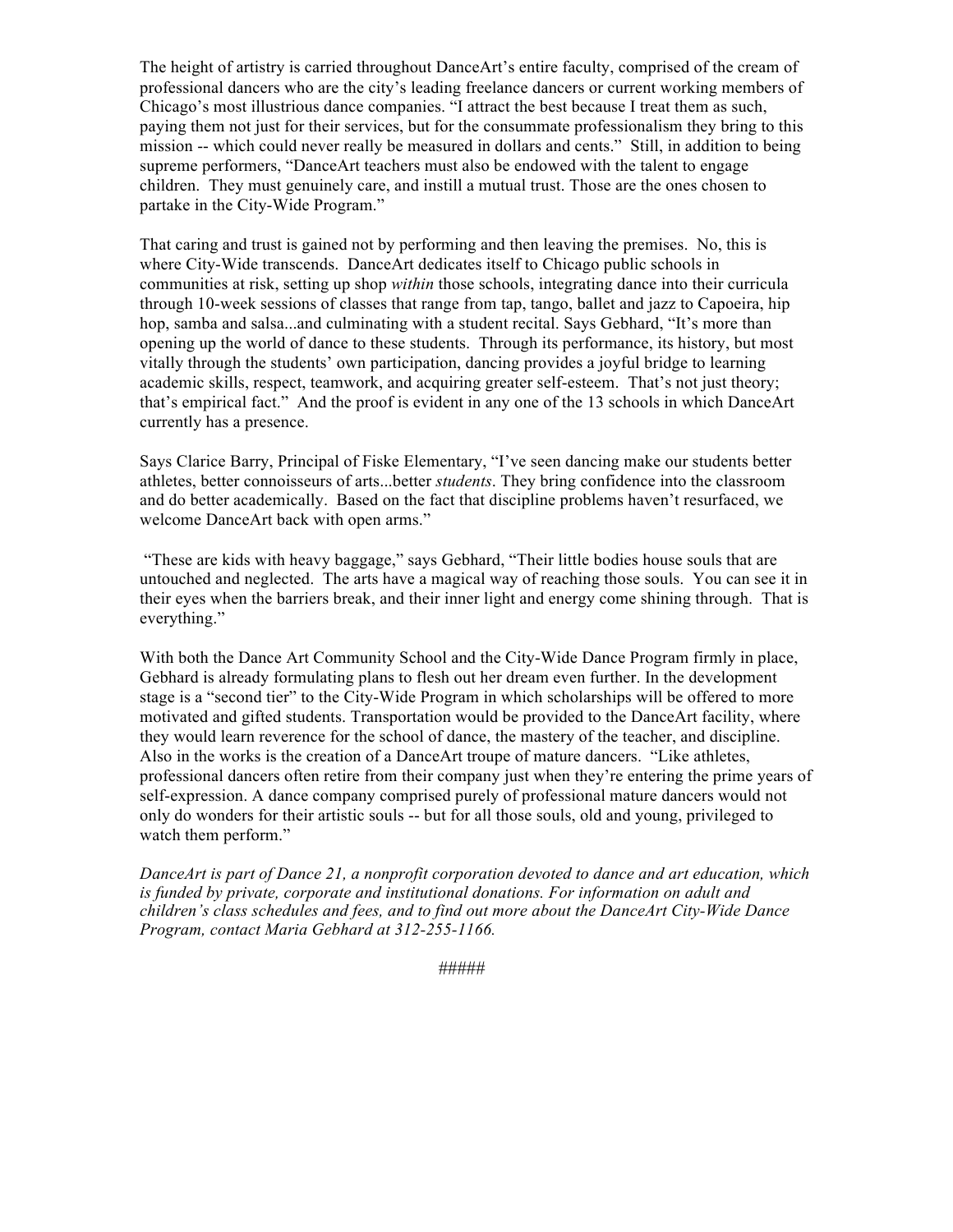The height of artistry is carried throughout DanceArt's entire faculty, comprised of the cream of professional dancers who are the city's leading freelance dancers or current working members of Chicago's most illustrious dance companies. "I attract the best because I treat them as such, paying them not just for their services, but for the consummate professionalism they bring to this mission -- which could never really be measured in dollars and cents." Still, in addition to being supreme performers, "DanceArt teachers must also be endowed with the talent to engage children. They must genuinely care, and instill a mutual trust. Those are the ones chosen to partake in the City-Wide Program."

That caring and trust is gained not by performing and then leaving the premises. No, this is where City-Wide transcends. DanceArt dedicates itself to Chicago public schools in communities at risk, setting up shop *within* those schools, integrating dance into their curricula through 10-week sessions of classes that range from tap, tango, ballet and jazz to Capoeira, hip hop, samba and salsa...and culminating with a student recital. Says Gebhard, "It's more than opening up the world of dance to these students. Through its performance, its history, but most vitally through the students' own participation, dancing provides a joyful bridge to learning academic skills, respect, teamwork, and acquiring greater self-esteem. That's not just theory; that's empirical fact." And the proof is evident in any one of the 13 schools in which DanceArt currently has a presence.

Says Clarice Barry, Principal of Fiske Elementary, "I've seen dancing make our students better athletes, better connoisseurs of arts...better *students*. They bring confidence into the classroom and do better academically. Based on the fact that discipline problems haven't resurfaced, we welcome DanceArt back with open arms."

"These are kids with heavy baggage," says Gebhard, "Their little bodies house souls that are untouched and neglected. The arts have a magical way of reaching those souls. You can see it in their eyes when the barriers break, and their inner light and energy come shining through. That is everything."

With both the Dance Art Community School and the City-Wide Dance Program firmly in place, Gebhard is already formulating plans to flesh out her dream even further. In the development stage is a "second tier" to the City-Wide Program in which scholarships will be offered to more motivated and gifted students. Transportation would be provided to the DanceArt facility, where they would learn reverence for the school of dance, the mastery of the teacher, and discipline. Also in the works is the creation of a DanceArt troupe of mature dancers. "Like athletes, professional dancers often retire from their company just when they're entering the prime years of self-expression. A dance company comprised purely of professional mature dancers would not only do wonders for their artistic souls -- but for all those souls, old and young, privileged to watch them perform."

*DanceArt is part of Dance 21, a nonprofit corporation devoted to dance and art education, which is funded by private, corporate and institutional donations. For information on adult and children's class schedules and fees, and to find out more about the DanceArt City-Wide Dance Program, contact Maria Gebhard at 312-255-1166.*

#####